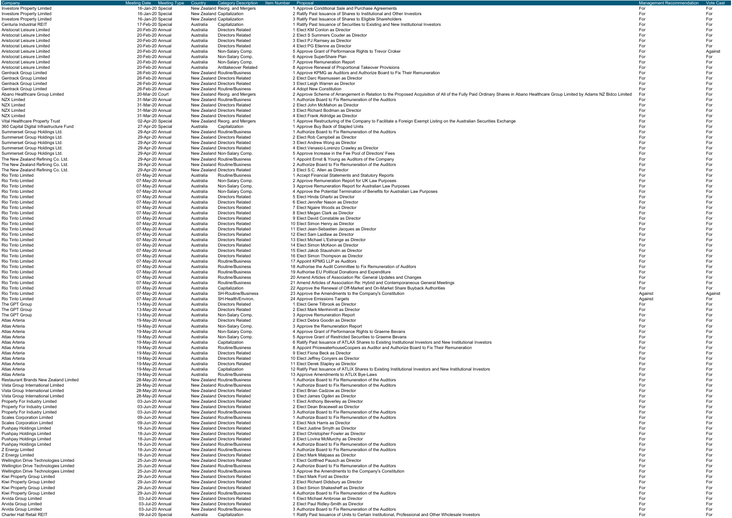| Company | Meeting Date | Meeting Type | Country | Category Description | Item Number | Proposal | Management Recommendation | Vote Cast |
|---|---|---|---|---|---|---|---|---|
| Investore Property Limited | 16-Jan-20 | Special | New Zealand | Reorg. and Mergers | 1 | Approve Conditional Sale and Purchase Agreements | For | For |
| Investore Property Limited | 16-Jan-20 | Special | New Zealand | Capitalization | 2 | Ratify Past Issuance of Shares to Institutional and Other Investors | For | For |
| Investore Property Limited | 16-Jan-20 | Special | New Zealand | Capitalization | 3 | Ratify Past Issuance of Shares to Eligible Shareholders | For | For |
| Centuria Industrial REIT | 17-Feb-20 | Special | Australia | Capitalization | 1 | Ratify Past Issuance of Securities to Existing and New Institutional Investors | For | For |
| Aristocrat Leisure Limited | 20-Feb-20 | Annual | Australia | Directors Related | 1 | Elect KM Conlon as Director | For | For |
| Aristocrat Leisure Limited | 20-Feb-20 | Annual | Australia | Directors Related | 2 | Elect S Summers Couder as Director | For | For |
| Aristocrat Leisure Limited | 20-Feb-20 | Annual | Australia | Directors Related | 3 | Elect PJ Ramsey as Director | For | For |
| Aristocrat Leisure Limited | 20-Feb-20 | Annual | Australia | Directors Related | 4 | Elect PG Etienne as Director | For | For |
| Aristocrat Leisure Limited | 20-Feb-20 | Annual | Australia | Non-Salary Comp. | 5 | Approve Grant of Performance Rights to Trevor Croker | For | Against |
| Aristocrat Leisure Limited | 20-Feb-20 | Annual | Australia | Non-Salary Comp. | 6 | Approve SuperShare Plan | For | For |
| Aristocrat Leisure Limited | 20-Feb-20 | Annual | Australia | Non-Salary Comp. | 7 | Approve Remuneration Report | For | For |
| Aristocrat Leisure Limited | 20-Feb-20 | Annual | Australia | Antitakeover Related | 8 | Approve Renewal of Proportional Takeover Provisions | For | For |
| Gentrack Group Limited | 26-Feb-20 | Annual | New Zealand | Routine/Business | 1 | Approve KPMG as Auditors and Authorize Board to Fix Their Remuneration | For | For |
| Gentrack Group Limited | 26-Feb-20 | Annual | New Zealand | Directors Related | 2 | Elect Darc Rasmussen as Director | For | For |
| Gentrack Group Limited | 26-Feb-20 | Annual | New Zealand | Directors Related | 3 | Elect Leigh Warren as Director | For | For |
| Gentrack Group Limited | 26-Feb-20 | Annual | New Zealand | Routine/Business | 4 | Adopt New Constitution | For | For |
| Abano Healthcare Group Limited | 20-Mar-20 | Court | New Zealand | Reorg. and Mergers | 2 | Approve Scheme of Arrangement in Relation to the Proposed Acquisition of All of the Fully Paid Ordinary Shares in Abano Healthcare Group Limited by Adams NZ Bidco Limited | For | For |
| NZX Limited | 31-Mar-20 | Annual | New Zealand | Routine/Business | 1 | Authorize Board to Fix Remuneration of the Auditors | For | For |
| NZX Limited | 31-Mar-20 | Annual | New Zealand | Directors Related | 2 | Elect John McMahon as Director | For | For |
| NZX Limited | 31-Mar-20 | Annual | New Zealand | Directors Related | 3 | Elect Richard Bodman as Director | For | For |
| NZX Limited | 31-Mar-20 | Annual | New Zealand | Directors Related | 4 | Elect Frank Aldridge as Director | For | For |
| Vital Healthcare Property Trust | 02-Apr-20 | Special | New Zealand | Reorg. and Mergers | 1 | Approve Restructuring of the Company to Facilitate a Foreign Exempt Listing on the Australian Securities Exchange | For | For |
| 360 Capital Digital Infrastructure Fund | 27-Apr-20 | Special | Australia | Capitalization | 1 | Approve Buy Back of Stapled Units | For | For |
| Summerset Group Holdings Ltd. | 29-Apr-20 | Annual | New Zealand | Routine/Business | 1 | Authorize Board to Fix Remuneration of the Auditors | For | For |
| Summerset Group Holdings Ltd. | 29-Apr-20 | Annual | New Zealand | Directors Related | 2 | Elect Rob Campbell as Director | For | For |
| Summerset Group Holdings Ltd. | 29-Apr-20 | Annual | New Zealand | Directors Related | 3 | Elect Andrew Wong as Director | For | For |
| Summerset Group Holdings Ltd. | 29-Apr-20 | Annual | New Zealand | Directors Related | 4 | Elect Venasio-Lorenzo Crawley as Director | For | For |
| Summerset Group Holdings Ltd. | 29-Apr-20 | Annual | New Zealand | Non-Salary Comp. | 5 | Approve Increase in the Fee Pool of Directors' Fees | For | For |
| The New Zealand Refining Co. Ltd. | 29-Apr-20 | Annual | New Zealand | Routine/Business | 1 | Appoint Ernst & Young as Auditors of the Company | For | For |
| The New Zealand Refining Co. Ltd. | 29-Apr-20 | Annual | New Zealand | Routine/Business | 2 | Authorize Board to Fix Remuneration of the Auditors | For | For |
| The New Zealand Refining Co. Ltd. | 29-Apr-20 | Annual | New Zealand | Directors Related | 3 | Elect S.C. Allen as Director | For | For |
| Rio Tinto Limited | 07-May-20 | Annual | Australia | Routine/Business | 1 | Accept Financial Statements and Statutory Reports | For | For |
| Rio Tinto Limited | 07-May-20 | Annual | Australia | Non-Salary Comp. | 2 | Approve Remuneration Report for UK Law Purposes | For | For |
| Rio Tinto Limited | 07-May-20 | Annual | Australia | Non-Salary Comp. | 3 | Approve Remuneration Report for Australian Law Purposes | For | For |
| Rio Tinto Limited | 07-May-20 | Annual | Australia | Non-Salary Comp. | 4 | Approve the Potential Termination of Benefits for Australian Law Purposes | For | For |
| Rio Tinto Limited | 07-May-20 | Annual | Australia | Directors Related | 5 | Elect Hinda Gharbi as Director | For | For |
| Rio Tinto Limited | 07-May-20 | Annual | Australia | Directors Related | 6 | Elect Jennifer Nason as Director | For | For |
| Rio Tinto Limited | 07-May-20 | Annual | Australia | Directors Related | 7 | Elect Ngaire Woods as Director | For | For |
| Rio Tinto Limited | 07-May-20 | Annual | Australia | Directors Related | 8 | Elect Megan Clark as Director | For | For |
| Rio Tinto Limited | 07-May-20 | Annual | Australia | Directors Related | 9 | Elect David Constable as Director | For | For |
| Rio Tinto Limited | 07-May-20 | Annual | Australia | Directors Related | 10 | Elect Simon Henry as Director | For | For |
| Rio Tinto Limited | 07-May-20 | Annual | Australia | Directors Related | 11 | Elect Jean-Sebastien Jacques as Director | For | For |
| Rio Tinto Limited | 07-May-20 | Annual | Australia | Directors Related | 12 | Elect Sam Laidlaw as Director | For | For |
| Rio Tinto Limited | 07-May-20 | Annual | Australia | Directors Related | 13 | Elect Michael L'Estrange as Director | For | For |
| Rio Tinto Limited | 07-May-20 | Annual | Australia | Directors Related | 14 | Elect Simon McKeon as Director | For | For |
| Rio Tinto Limited | 07-May-20 | Annual | Australia | Directors Related | 15 | Elect Jakob Stausholm as Director | For | For |
| Rio Tinto Limited | 07-May-20 | Annual | Australia | Directors Related | 16 | Elect Simon Thompson as Director | For | For |
| Rio Tinto Limited | 07-May-20 | Annual | Australia | Routine/Business | 17 | Appoint KPMG LLP as Auditors | For | For |
| Rio Tinto Limited | 07-May-20 | Annual | Australia | Routine/Business | 18 | Authorise the Audit Committee to Fix Remuneration of Auditors | For | For |
| Rio Tinto Limited | 07-May-20 | Annual | Australia | Routine/Business | 19 | Authorise EU Political Donations and Expenditure | For | For |
| Rio Tinto Limited | 07-May-20 | Annual | Australia | Routine/Business | 20 | Amend Articles of Association Re: General Updates and Changes | For | For |
| Rio Tinto Limited | 07-May-20 | Annual | Australia | Routine/Business | 21 | Amend Articles of Association Re: Hybrid and Contemporaneous General Meetings | For | For |
| Rio Tinto Limited | 07-May-20 | Annual | Australia | Capitalization | 22 | Approve the Renewal of Off-Market and On-Market Share Buyback Authorities | For | For |
| Rio Tinto Limited | 07-May-20 | Annual | Australia | SH-Routine/Business | 23 | Approve the Amendments to the Company's Constitution | Against | Against |
| Rio Tinto Limited | 07-May-20 | Annual | Australia | SH-Health/Environ. | 24 | Approve Emissions Targets | Against | For |
| The GPT Group | 13-May-20 | Annual | Australia | Directors Related | 1 | Elect Gene Tilbrook as Director | For | For |
| The GPT Group | 13-May-20 | Annual | Australia | Directors Related | 2 | Elect Mark Menhinnitt as Director | For | For |
| The GPT Group | 13-May-20 | Annual | Australia | Non-Salary Comp. | 3 | Approve Remuneration Report | For | For |
| Atlas Arteria | 19-May-20 | Annual | Australia | Directors Related | 2 | Elect Debra Goodin as Director | For | For |
| Atlas Arteria | 19-May-20 | Annual | Australia | Non-Salary Comp. | 3 | Approve the Remuneration Report | For | For |
| Atlas Arteria | 19-May-20 | Annual | Australia | Non-Salary Comp. | 4 | Approve Grant of Performance Rights to Graeme Bevans | For | For |
| Atlas Arteria | 19-May-20 | Annual | Australia | Non-Salary Comp. | 5 | Approve Grant of Restricted Securities to Graeme Bevans | For | For |
| Atlas Arteria | 19-May-20 | Annual | Australia | Capitalization | 6 | Ratify Past Issuance of ATLAX Shares to Existing Institutional Investors and New Institutional Investors | For | For |
| Atlas Arteria | 19-May-20 | Annual | Australia | Routine/Business | 8 | Appoint PricewaterhouseCoopers as Auditor and Authorize Board to Fix Their Remuneration | For | For |
| Atlas Arteria | 19-May-20 | Annual | Australia | Directors Related | 9 | Elect Fiona Beck as Director | For | For |
| Atlas Arteria | 19-May-20 | Annual | Australia | Directors Related | 10 | Elect Jeffrey Conyers as Director | For | For |
| Atlas Arteria | 19-May-20 | Annual | Australia | Directors Related | 11 | Elect Derek Stapley as Director | For | For |
| Atlas Arteria | 19-May-20 | Annual | Australia | Capitalization | 12 | Ratify Past Issuance of ATLIX Shares to Existing Institutional Investors and New Institutional Investors | For | For |
| Atlas Arteria | 19-May-20 | Annual | Australia | Routine/Business | 13 | Approve Amendments to ATLIX Bye-Laws | For | For |
| Restaurant Brands New Zealand Limited | 28-May-20 | Annual | New Zealand | Routine/Business | 1 | Authorize Board to Fix Remuneration of the Auditors | For | For |
| Vista Group International Limited | 28-May-20 | Annual | New Zealand | Routine/Business | 1 | Authorize Board to Fix Remuneration of the Auditors | For | For |
| Vista Group International Limited | 28-May-20 | Annual | New Zealand | Directors Related | 2 | Elect Brian Cadzow as Director | For | For |
| Vista Group International Limited | 28-May-20 | Annual | New Zealand | Directors Related | 3 | Elect James Ogden as Director | For | For |
| Property For Industry Limited | 03-Jun-20 | Annual | New Zealand | Directors Related | 1 | Elect Anthony Beverley as Director | For | For |
| Property For Industry Limited | 03-Jun-20 | Annual | New Zealand | Directors Related | 2 | Elect Dean Bracewell as Director | For | For |
| Property For Industry Limited | 03-Jun-20 | Annual | New Zealand | Routine/Business | 3 | Authorize Board to Fix Remuneration of the Auditors | For | For |
| Scales Corporation Limited | 09-Jun-20 | Annual | New Zealand | Routine/Business | 1 | Authorize Board to Fix Remuneration of the Auditors | For | For |
| Scales Corporation Limited | 09-Jun-20 | Annual | New Zealand | Directors Related | 2 | Elect Nick Harris as Director | For | For |
| Pushpay Holdings Limited | 18-Jun-20 | Annual | New Zealand | Directors Related | 1 | Elect Justine Smyth as Director | For | For |
| Pushpay Holdings Limited | 18-Jun-20 | Annual | New Zealand | Directors Related | 2 | Elect Christopher Fowler as Director | For | For |
| Pushpay Holdings Limited | 18-Jun-20 | Annual | New Zealand | Directors Related | 3 | Elect Lovina McMurchy as Director | For | For |
| Pushpay Holdings Limited | 18-Jun-20 | Annual | New Zealand | Routine/Business | 4 | Authorize Board to Fix Remuneration of the Auditors | For | For |
| Z Energy Limited | 18-Jun-20 | Annual | New Zealand | Routine/Business | 1 | Authorize Board to Fix Remuneration of the Auditors | For | For |
| Z Energy Limited | 18-Jun-20 | Annual | New Zealand | Directors Related | 2 | Elect Mark Malpass as Director | For | For |
| Wellington Drive Technologies Limited | 25-Jun-20 | Annual | New Zealand | Directors Related | 1 | Elect Gottfried Pausch as Director | For | For |
| Wellington Drive Technologies Limited | 25-Jun-20 | Annual | New Zealand | Routine/Business | 2 | Authorize Board to Fix Remuneration of the Auditors | For | For |
| Wellington Drive Technologies Limited | 25-Jun-20 | Annual | New Zealand | Routine/Business | 3 | Approve the Amendments to the Company's Constitution | For | For |
| Kiwi Property Group Limited | 29-Jun-20 | Annual | New Zealand | Directors Related | 1 | Elect Mark Ford as Director | For | For |
| Kiwi Property Group Limited | 29-Jun-20 | Annual | New Zealand | Directors Related | 2 | Elect Richard Didsbury as Director | For | For |
| Kiwi Property Group Limited | 29-Jun-20 | Annual | New Zealand | Directors Related | 3 | Elect Simon Shakesheff as Director | For | For |
| Kiwi Property Group Limited | 29-Jun-20 | Annual | New Zealand | Routine/Business | 4 | Authorize Board to Fix Remuneration of the Auditors | For | For |
| Arvida Group Limited | 03-Jul-20 | Annual | New Zealand | Directors Related | 1 | Elect Michael Ambrose as Director | For | For |
| Arvida Group Limited | 03-Jul-20 | Annual | New Zealand | Directors Related | 2 | Elect Paul Ridley-Smith as Director | For | For |
| Arvida Group Limited | 03-Jul-20 | Annual | New Zealand | Routine/Business | 3 | Authorize Board to Fix Remuneration of the Auditors | For | For |
| Charter Hall Retail REIT | 09-Jul-20 | Special | Australia | Capitalization | 1 | Ratify Past Issuance of Units to Certain Institutional, Professional and Other Wholesale Investors | For | For |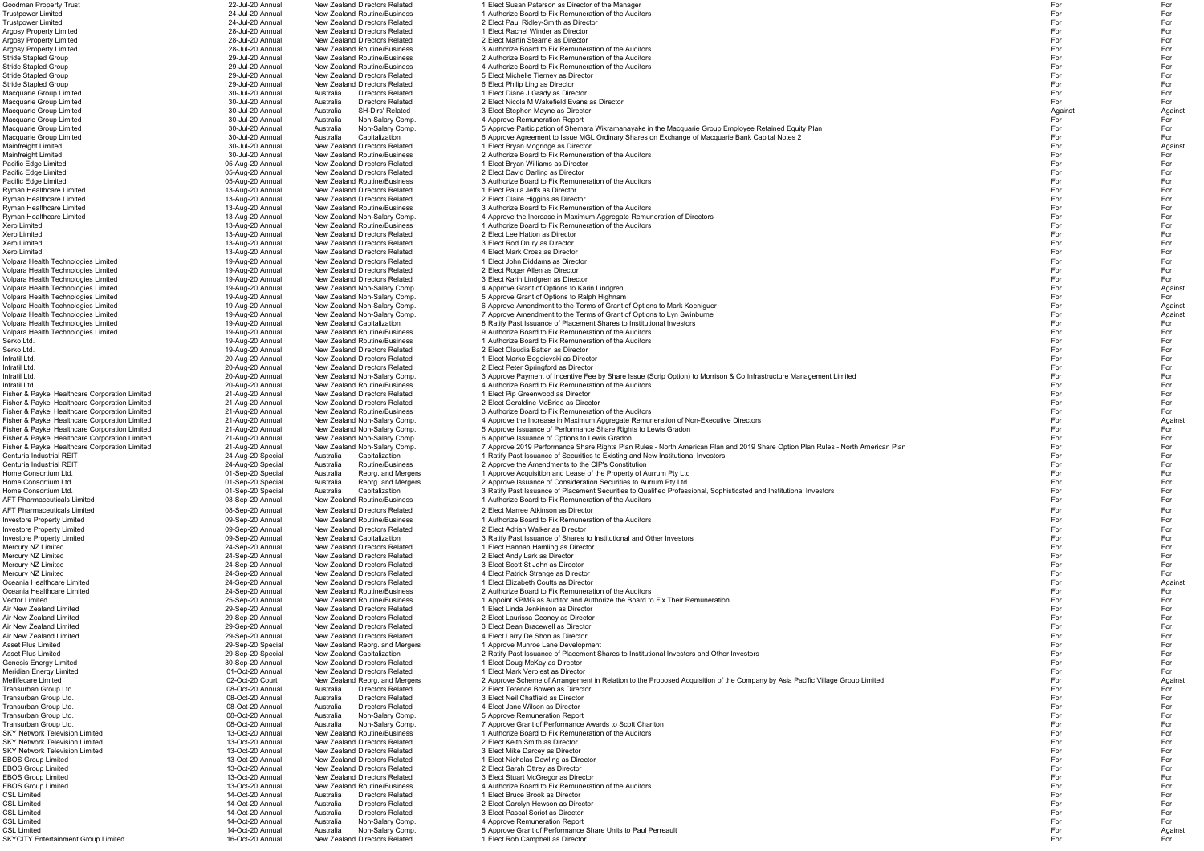| Company | Meeting Date | Meeting Type | Country | Category | Proposal | Mgmt Rec | Vote |
|---|---|---|---|---|---|---|---|
| Goodman Property Trust | 22-Jul-20 | Annual | New Zealand | Directors Related | 1 Elect Susan Paterson as Director of the Manager | For | For |
| Trustpower Limited | 24-Jul-20 | Annual | New Zealand | Routine/Business | 1 Authorize Board to Fix Remuneration of the Auditors | For | For |
| Trustpower Limited | 24-Jul-20 | Annual | New Zealand | Directors Related | 2 Elect Paul Ridley-Smith as Director | For | For |
| Argosy Property Limited | 28-Jul-20 | Annual | New Zealand | Directors Related | 1 Elect Rachel Winder as Director | For | For |
| Argosy Property Limited | 28-Jul-20 | Annual | New Zealand | Directors Related | 2 Elect Martin Stearne as Director | For | For |
| Argosy Property Limited | 28-Jul-20 | Annual | New Zealand | Routine/Business | 3 Authorize Board to Fix Remuneration of the Auditors | For | For |
| Stride Stapled Group | 29-Jul-20 | Annual | New Zealand | Routine/Business | 2 Authorize Board to Fix Remuneration of the Auditors | For | For |
| Stride Stapled Group | 29-Jul-20 | Annual | New Zealand | Routine/Business | 4 Authorize Board to Fix Remuneration of the Auditors | For | For |
| Stride Stapled Group | 29-Jul-20 | Annual | New Zealand | Directors Related | 5 Elect Michelle Tierney as Director | For | For |
| Stride Stapled Group | 29-Jul-20 | Annual | New Zealand | Directors Related | 6 Elect Philip Ling as Director | For | For |
| Macquarie Group Limited | 30-Jul-20 | Annual | Australia | Directors Related | 1 Elect Diane J Grady as Director | For | For |
| Macquarie Group Limited | 30-Jul-20 | Annual | Australia | Directors Related | 2 Elect Nicola M Wakefield Evans as Director | For | For |
| Macquarie Group Limited | 30-Jul-20 | Annual | Australia | SH-Dirs' Related | 3 Elect Stephen Mayne as Director | Against | Against |
| Macquarie Group Limited | 30-Jul-20 | Annual | Australia | Non-Salary Comp. | 4 Approve Remuneration Report | For | For |
| Macquarie Group Limited | 30-Jul-20 | Annual | Australia | Non-Salary Comp. | 5 Approve Participation of Shemara Wikramanayake in the Macquarie Group Employee Retained Equity Plan | For | For |
| Macquarie Group Limited | 30-Jul-20 | Annual | Australia | Capitalization | 6 Approve Agreement to Issue MGL Ordinary Shares on Exchange of Macquarie Bank Capital Notes 2 | For | For |
| Mainfreight Limited | 30-Jul-20 | Annual | New Zealand | Directors Related | 1 Elect Bryan Mogridge as Director | For | Against |
| Mainfreight Limited | 30-Jul-20 | Annual | New Zealand | Routine/Business | 2 Authorize Board to Fix Remuneration of the Auditors | For | For |
| Pacific Edge Limited | 05-Aug-20 | Annual | New Zealand | Directors Related | 1 Elect Bryan Williams as Director | For | For |
| Pacific Edge Limited | 05-Aug-20 | Annual | New Zealand | Directors Related | 2 Elect David Darling as Director | For | For |
| Pacific Edge Limited | 05-Aug-20 | Annual | New Zealand | Routine/Business | 3 Authorize Board to Fix Remuneration of the Auditors | For | For |
| Ryman Healthcare Limited | 13-Aug-20 | Annual | New Zealand | Directors Related | 1 Elect Paula Jeffs as Director | For | For |
| Ryman Healthcare Limited | 13-Aug-20 | Annual | New Zealand | Directors Related | 2 Elect Claire Higgins as Director | For | For |
| Ryman Healthcare Limited | 13-Aug-20 | Annual | New Zealand | Routine/Business | 3 Authorize Board to Fix Remuneration of the Auditors | For | For |
| Ryman Healthcare Limited | 13-Aug-20 | Annual | New Zealand | Non-Salary Comp. | 4 Approve the Increase in Maximum Aggregate Remuneration of Directors | For | For |
| Xero Limited | 13-Aug-20 | Annual | New Zealand | Routine/Business | 1 Authorize Board to Fix Remuneration of the Auditors | For | For |
| Xero Limited | 13-Aug-20 | Annual | New Zealand | Directors Related | 2 Elect Lee Hatton as Director | For | For |
| Xero Limited | 13-Aug-20 | Annual | New Zealand | Directors Related | 3 Elect Rod Drury as Director | For | For |
| Xero Limited | 13-Aug-20 | Annual | New Zealand | Directors Related | 4 Elect Mark Cross as Director | For | For |
| Volpara Health Technologies Limited | 19-Aug-20 | Annual | New Zealand | Directors Related | 1 Elect John Diddams as Director | For | For |
| Volpara Health Technologies Limited | 19-Aug-20 | Annual | New Zealand | Directors Related | 2 Elect Roger Allen as Director | For | For |
| Volpara Health Technologies Limited | 19-Aug-20 | Annual | New Zealand | Directors Related | 3 Elect Karin Lindgren as Director | For | For |
| Volpara Health Technologies Limited | 19-Aug-20 | Annual | New Zealand | Non-Salary Comp. | 4 Approve Grant of Options to Karin Lindgren | For | Against |
| Volpara Health Technologies Limited | 19-Aug-20 | Annual | New Zealand | Non-Salary Comp. | 5 Approve Grant of Options to Ralph Highnam | For | For |
| Volpara Health Technologies Limited | 19-Aug-20 | Annual | New Zealand | Non-Salary Comp. | 6 Approve Amendment to the Terms of Grant of Options to Mark Koeniguer | For | Against |
| Volpara Health Technologies Limited | 19-Aug-20 | Annual | New Zealand | Non-Salary Comp. | 7 Approve Amendment to the Terms of Grant of Options to Lyn Swinburne | For | Against |
| Volpara Health Technologies Limited | 19-Aug-20 | Annual | New Zealand | Capitalization | 8 Ratify Past Issuance of Placement Shares to Institutional Investors | For | For |
| Volpara Health Technologies Limited | 19-Aug-20 | Annual | New Zealand | Routine/Business | 9 Authorize Board to Fix Remuneration of the Auditors | For | For |
| Serko Ltd. | 19-Aug-20 | Annual | New Zealand | Routine/Business | 1 Authorize Board to Fix Remuneration of the Auditors | For | For |
| Serko Ltd. | 19-Aug-20 | Annual | New Zealand | Directors Related | 2 Elect Claudia Batten as Director | For | For |
| Infratil Ltd. | 20-Aug-20 | Annual | New Zealand | Directors Related | 1 Elect Marko Bogoievski as Director | For | For |
| Infratil Ltd. | 20-Aug-20 | Annual | New Zealand | Directors Related | 2 Elect Peter Springford as Director | For | For |
| Infratil Ltd. | 20-Aug-20 | Annual | New Zealand | Non-Salary Comp. | 3 Approve Payment of Incentive Fee by Share Issue (Scrip Option) to Morrison & Co Infrastructure Management Limited | For | For |
| Infratil Ltd. | 20-Aug-20 | Annual | New Zealand | Routine/Business | 4 Authorize Board to Fix Remuneration of the Auditors | For | For |
| Fisher & Paykel Healthcare Corporation Limited | 21-Aug-20 | Annual | New Zealand | Directors Related | 1 Elect Pip Greenwood as Director | For | For |
| Fisher & Paykel Healthcare Corporation Limited | 21-Aug-20 | Annual | New Zealand | Directors Related | 2 Elect Geraldine McBride as Director | For | For |
| Fisher & Paykel Healthcare Corporation Limited | 21-Aug-20 | Annual | New Zealand | Routine/Business | 3 Authorize Board to Fix Remuneration of the Auditors | For | For |
| Fisher & Paykel Healthcare Corporation Limited | 21-Aug-20 | Annual | New Zealand | Non-Salary Comp. | 4 Approve the Increase in Maximum Aggregate Remuneration of Non-Executive Directors | For | Against |
| Fisher & Paykel Healthcare Corporation Limited | 21-Aug-20 | Annual | New Zealand | Non-Salary Comp. | 5 Approve Issuance of Performance Share Rights to Lewis Gradon | For | For |
| Fisher & Paykel Healthcare Corporation Limited | 21-Aug-20 | Annual | New Zealand | Non-Salary Comp. | 6 Approve Issuance of Options to Lewis Gradon | For | For |
| Fisher & Paykel Healthcare Corporation Limited | 21-Aug-20 | Annual | New Zealand | Non-Salary Comp. | 7 Approve 2019 Performance Share Rights Plan Rules - North American Plan and 2019 Share Option Plan Rules - North American Plan | For | For |
| Centuria Industrial REIT | 24-Aug-20 | Special | Australia | Capitalization | 1 Ratify Past Issuance of Securities to Existing and New Institutional Investors | For | For |
| Centuria Industrial REIT | 24-Aug-20 | Special | Australia | Routine/Business | 2 Approve the Amendments to the CIP's Constitution | For | For |
| Home Consortium Ltd. | 01-Sep-20 | Special | Australia | Reorg. and Mergers | 1 Approve Acquisition and Lease of the Property of Aurrum Pty Ltd | For | For |
| Home Consortium Ltd. | 01-Sep-20 | Special | Australia | Reorg. and Mergers | 2 Approve Issuance of Consideration Securities to Aurrum Pty Ltd | For | For |
| Home Consortium Ltd. | 01-Sep-20 | Special | Australia | Capitalization | 3 Ratify Past Issuance of Placement Securities to Qualified Professional, Sophisticated and Institutional Investors | For | For |
| AFT Pharmaceuticals Limited | 08-Sep-20 | Annual | New Zealand | Routine/Business | 1 Authorize Board to Fix Remuneration of the Auditors | For | For |
| AFT Pharmaceuticals Limited | 08-Sep-20 | Annual | New Zealand | Directors Related | 2 Elect Marree Atkinson as Director | For | For |
| Investore Property Limited | 09-Sep-20 | Annual | New Zealand | Routine/Business | 1 Authorize Board to Fix Remuneration of the Auditors | For | For |
| Investore Property Limited | 09-Sep-20 | Annual | New Zealand | Directors Related | 2 Elect Adrian Walker as Director | For | For |
| Investore Property Limited | 09-Sep-20 | Annual | New Zealand | Capitalization | 3 Ratify Past Issuance of Shares to Institutional and Other Investors | For | For |
| Mercury NZ Limited | 24-Sep-20 | Annual | New Zealand | Directors Related | 1 Elect Hannah Hamling as Director | For | For |
| Mercury NZ Limited | 24-Sep-20 | Annual | New Zealand | Directors Related | 2 Elect Andy Lark as Director | For | For |
| Mercury NZ Limited | 24-Sep-20 | Annual | New Zealand | Directors Related | 3 Elect Scott St John as Director | For | For |
| Mercury NZ Limited | 24-Sep-20 | Annual | New Zealand | Directors Related | 4 Elect Patrick Strange as Director | For | For |
| Oceania Healthcare Limited | 24-Sep-20 | Annual | New Zealand | Directors Related | 1 Elect Elizabeth Coutts as Director | For | Against |
| Oceania Healthcare Limited | 24-Sep-20 | Annual | New Zealand | Routine/Business | 2 Authorize Board to Fix Remuneration of the Auditors | For | For |
| Vector Limited | 25-Sep-20 | Annual | New Zealand | Routine/Business | 1 Appoint KPMG as Auditor and Authorize the Board to Fix Their Remuneration | For | For |
| Air New Zealand Limited | 29-Sep-20 | Annual | New Zealand | Directors Related | 1 Elect Linda Jenkinson as Director | For | For |
| Air New Zealand Limited | 29-Sep-20 | Annual | New Zealand | Directors Related | 2 Elect Laurissa Cooney as Director | For | For |
| Air New Zealand Limited | 29-Sep-20 | Annual | New Zealand | Directors Related | 3 Elect Dean Bracewell as Director | For | For |
| Air New Zealand Limited | 29-Sep-20 | Annual | New Zealand | Directors Related | 4 Elect Larry De Shon as Director | For | For |
| Asset Plus Limited | 29-Sep-20 | Special | New Zealand | Reorg. and Mergers | 1 Approve Munroe Lane Development | For | For |
| Asset Plus Limited | 29-Sep-20 | Special | New Zealand | Capitalization | 2 Ratify Past Issuance of Placement Shares to Institutional Investors and Other Investors | For | For |
| Genesis Energy Limited | 30-Sep-20 | Annual | New Zealand | Directors Related | 1 Elect Doug McKay as Director | For | For |
| Meridian Energy Limited | 01-Oct-20 | Annual | New Zealand | Directors Related | 1 Elect Mark Verbiest as Director | For | For |
| Metlifecare Limited | 02-Oct-20 | Court | New Zealand | Reorg. and Mergers | 2 Approve Scheme of Arrangement in Relation to the Proposed Acquisition of the Company by Asia Pacific Village Group Limited | For | Against |
| Transurban Group Ltd. | 08-Oct-20 | Annual | Australia | Directors Related | 2 Elect Terence Bowen as Director | For | For |
| Transurban Group Ltd. | 08-Oct-20 | Annual | Australia | Directors Related | 3 Elect Neil Chatfield as Director | For | For |
| Transurban Group Ltd. | 08-Oct-20 | Annual | Australia | Directors Related | 4 Elect Jane Wilson as Director | For | For |
| Transurban Group Ltd. | 08-Oct-20 | Annual | Australia | Non-Salary Comp. | 5 Approve Remuneration Report | For | For |
| Transurban Group Ltd. | 08-Oct-20 | Annual | Australia | Non-Salary Comp. | 7 Approve Grant of Performance Awards to Scott Charlton | For | For |
| SKY Network Television Limited | 13-Oct-20 | Annual | New Zealand | Routine/Business | 1 Authorize Board to Fix Remuneration of the Auditors | For | For |
| SKY Network Television Limited | 13-Oct-20 | Annual | New Zealand | Directors Related | 2 Elect Keith Smith as Director | For | For |
| SKY Network Television Limited | 13-Oct-20 | Annual | New Zealand | Directors Related | 3 Elect Mike Darcey as Director | For | For |
| EBOS Group Limited | 13-Oct-20 | Annual | New Zealand | Directors Related | 1 Elect Nicholas Dowling as Director | For | For |
| EBOS Group Limited | 13-Oct-20 | Annual | New Zealand | Directors Related | 2 Elect Sarah Ottrey as Director | For | For |
| EBOS Group Limited | 13-Oct-20 | Annual | New Zealand | Directors Related | 3 Elect Stuart McGregor as Director | For | For |
| EBOS Group Limited | 13-Oct-20 | Annual | New Zealand | Routine/Business | 4 Authorize Board to Fix Remuneration of the Auditors | For | For |
| CSL Limited | 14-Oct-20 | Annual | Australia | Directors Related | 1 Elect Bruce Brook as Director | For | For |
| CSL Limited | 14-Oct-20 | Annual | Australia | Directors Related | 2 Elect Carolyn Hewson as Director | For | For |
| CSL Limited | 14-Oct-20 | Annual | Australia | Directors Related | 3 Elect Pascal Soriot as Director | For | For |
| CSL Limited | 14-Oct-20 | Annual | Australia | Non-Salary Comp. | 4 Approve Remuneration Report | For | For |
| CSL Limited | 14-Oct-20 | Annual | Australia | Non-Salary Comp. | 5 Approve Grant of Performance Share Units to Paul Perreault | For | Against |
| SKYCITY Entertainment Group Limited | 16-Oct-20 | Annual | New Zealand | Directors Related | 1 Elect Rob Campbell as Director | For | For |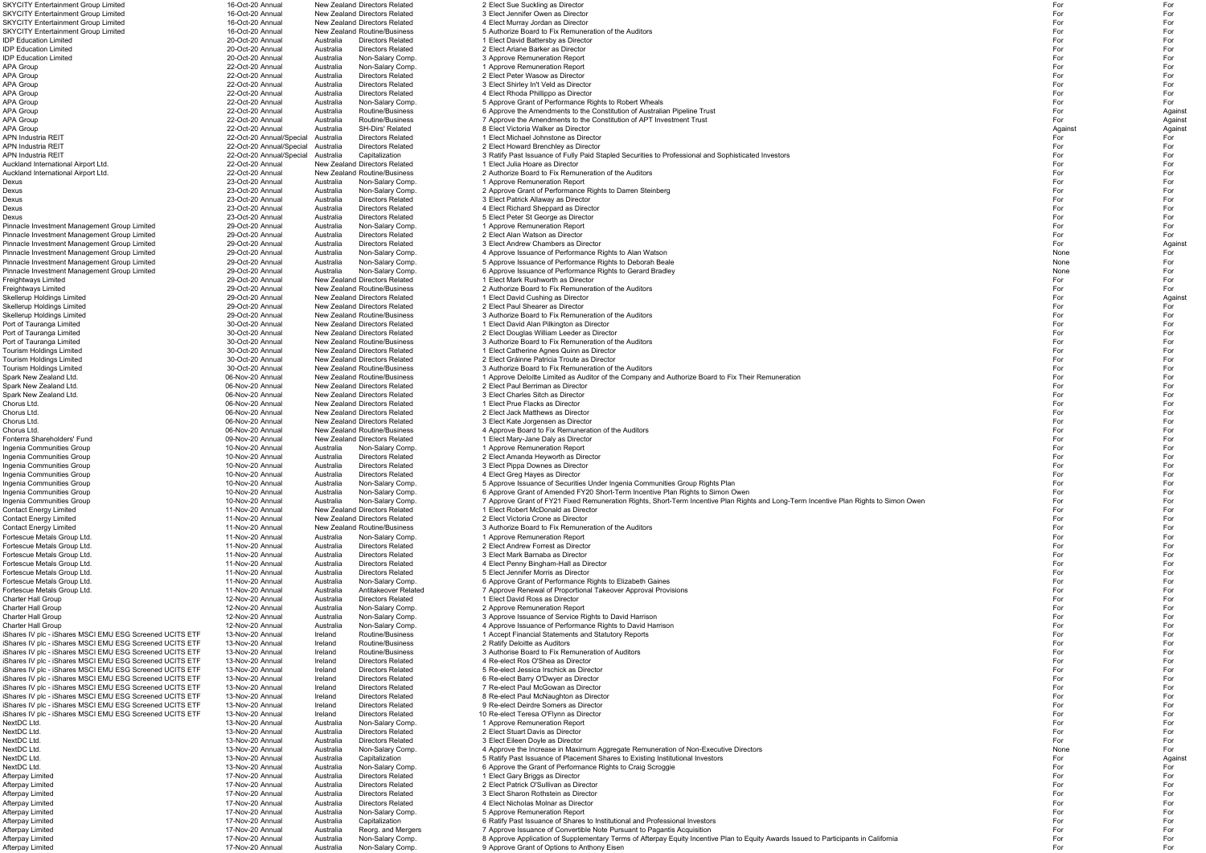| | | | | | | | |
|---|---|---|---|---|---|---|---|
| SKYCITY Entertainment Group Limited | 16-Oct-20 | Annual | New Zealand | Directors Related | 2 Elect Sue Suckling as Director | For | For |
| SKYCITY Entertainment Group Limited | 16-Oct-20 | Annual | New Zealand | Directors Related | 3 Elect Jennifer Owen as Director | For | For |
| SKYCITY Entertainment Group Limited | 16-Oct-20 | Annual | New Zealand | Directors Related | 4 Elect Murray Jordan as Director | For | For |
| SKYCITY Entertainment Group Limited | 16-Oct-20 | Annual | New Zealand | Routine/Business | 5 Authorize Board to Fix Remuneration of the Auditors | For | For |
| IDP Education Limited | 20-Oct-20 | Annual | Australia | Directors Related | 1 Elect David Battersby as Director | For | For |
| IDP Education Limited | 20-Oct-20 | Annual | Australia | Directors Related | 2 Elect Ariane Barker as Director | For | For |
| IDP Education Limited | 20-Oct-20 | Annual | Australia | Non-Salary Comp. | 3 Approve Remuneration Report | For | For |
| APA Group | 22-Oct-20 | Annual | Australia | Non-Salary Comp. | 1 Approve Remuneration Report | For | For |
| APA Group | 22-Oct-20 | Annual | Australia | Directors Related | 2 Elect Peter Wasow as Director | For | For |
| APA Group | 22-Oct-20 | Annual | Australia | Directors Related | 3 Elect Shirley In't Veld as Director | For | For |
| APA Group | 22-Oct-20 | Annual | Australia | Directors Related | 4 Elect Rhoda Phillippo as Director | For | For |
| APA Group | 22-Oct-20 | Annual | Australia | Non-Salary Comp. | 5 Approve Grant of Performance Rights to Robert Wheals | For | For |
| APA Group | 22-Oct-20 | Annual | Australia | Routine/Business | 6 Approve the Amendments to the Constitution of Australian Pipeline Trust | For | Against |
| APA Group | 22-Oct-20 | Annual | Australia | Routine/Business | 7 Approve the Amendments to the Constitution of APT Investment Trust | For | Against |
| APA Group | 22-Oct-20 | Annual | Australia | SH-Dirs' Related | 8 Elect Victoria Walker as Director | Against | Against |
| APN Industria REIT | 22-Oct-20 | Annual/Special | Australia | Directors Related | 1 Elect Michael Johnstone as Director | For | For |
| APN Industria REIT | 22-Oct-20 | Annual/Special | Australia | Directors Related | 2 Elect Howard Brenchley as Director | For | For |
| APN Industria REIT | 22-Oct-20 | Annual/Special | Australia | Capitalization | 3 Ratify Past Issuance of Fully Paid Stapled Securities to Professional and Sophisticated Investors | For | For |
| Auckland International Airport Ltd. | 22-Oct-20 | Annual | New Zealand | Directors Related | 1 Elect Julia Hoare as Director | For | For |
| Auckland International Airport Ltd. | 22-Oct-20 | Annual | New Zealand | Routine/Business | 2 Authorize Board to Fix Remuneration of the Auditors | For | For |
| Dexus | 23-Oct-20 | Annual | Australia | Non-Salary Comp. | 1 Approve Remuneration Report | For | For |
| Dexus | 23-Oct-20 | Annual | Australia | Non-Salary Comp. | 2 Approve Grant of Performance Rights to Darren Steinberg | For | For |
| Dexus | 23-Oct-20 | Annual | Australia | Directors Related | 3 Elect Patrick Allaway as Director | For | For |
| Dexus | 23-Oct-20 | Annual | Australia | Directors Related | 4 Elect Richard Sheppard as Director | For | For |
| Dexus | 23-Oct-20 | Annual | Australia | Directors Related | 5 Elect Peter St George as Director | For | For |
| Pinnacle Investment Management Group Limited | 29-Oct-20 | Annual | Australia | Non-Salary Comp. | 1 Approve Remuneration Report | For | For |
| Pinnacle Investment Management Group Limited | 29-Oct-20 | Annual | Australia | Directors Related | 2 Elect Alan Watson as Director | For | For |
| Pinnacle Investment Management Group Limited | 29-Oct-20 | Annual | Australia | Directors Related | 3 Elect Andrew Chambers as Director | For | Against |
| Pinnacle Investment Management Group Limited | 29-Oct-20 | Annual | Australia | Non-Salary Comp. | 4 Approve Issuance of Performance Rights to Alan Watson | None | For |
| Pinnacle Investment Management Group Limited | 29-Oct-20 | Annual | Australia | Non-Salary Comp. | 5 Approve Issuance of Performance Rights to Deborah Beale | None | For |
| Pinnacle Investment Management Group Limited | 29-Oct-20 | Annual | Australia | Non-Salary Comp. | 6 Approve Issuance of Performance Rights to Gerard Bradley | None | For |
| Freightways Limited | 29-Oct-20 | Annual | New Zealand | Directors Related | 1 Elect Mark Rushworth as Director | For | For |
| Freightways Limited | 29-Oct-20 | Annual | New Zealand | Routine/Business | 2 Authorize Board to Fix Remuneration of the Auditors | For | For |
| Skellerup Holdings Limited | 29-Oct-20 | Annual | New Zealand | Directors Related | 1 Elect David Cushing as Director | For | Against |
| Skellerup Holdings Limited | 29-Oct-20 | Annual | New Zealand | Directors Related | 2 Elect Paul Shearer as Director | For | For |
| Skellerup Holdings Limited | 29-Oct-20 | Annual | New Zealand | Routine/Business | 3 Authorize Board to Fix Remuneration of the Auditors | For | For |
| Port of Tauranga Limited | 30-Oct-20 | Annual | New Zealand | Directors Related | 1 Elect David Alan Pilkington as Director | For | For |
| Port of Tauranga Limited | 30-Oct-20 | Annual | New Zealand | Directors Related | 2 Elect Douglas William Leeder as Director | For | For |
| Port of Tauranga Limited | 30-Oct-20 | Annual | New Zealand | Routine/Business | 3 Authorize Board to Fix Remuneration of the Auditors | For | For |
| Tourism Holdings Limited | 30-Oct-20 | Annual | New Zealand | Directors Related | 1 Elect Catherine Agnes Quinn as Director | For | For |
| Tourism Holdings Limited | 30-Oct-20 | Annual | New Zealand | Directors Related | 2 Elect Gráinne Patricia Troute as Director | For | For |
| Tourism Holdings Limited | 30-Oct-20 | Annual | New Zealand | Routine/Business | 3 Authorize Board to Fix Remuneration of the Auditors | For | For |
| Spark New Zealand Ltd. | 06-Nov-20 | Annual | New Zealand | Routine/Business | 1 Approve Deloitte Limited as Auditor of the Company and Authorize Board to Fix Their Remuneration | For | For |
| Spark New Zealand Ltd. | 06-Nov-20 | Annual | New Zealand | Directors Related | 2 Elect Paul Berriman as Director | For | For |
| Spark New Zealand Ltd. | 06-Nov-20 | Annual | New Zealand | Directors Related | 3 Elect Charles Sitch as Director | For | For |
| Chorus Ltd. | 06-Nov-20 | Annual | New Zealand | Directors Related | 1 Elect Prue Flacks as Director | For | For |
| Chorus Ltd. | 06-Nov-20 | Annual | New Zealand | Directors Related | 2 Elect Jack Matthews as Director | For | For |
| Chorus Ltd. | 06-Nov-20 | Annual | New Zealand | Directors Related | 3 Elect Kate Jorgensen as Director | For | For |
| Chorus Ltd. | 06-Nov-20 | Annual | New Zealand | Routine/Business | 4 Approve Board to Fix Remuneration of the Auditors | For | For |
| Fonterra Shareholders' Fund | 09-Nov-20 | Annual | New Zealand | Directors Related | 1 Elect Mary-Jane Daly as Director | For | For |
| Ingenia Communities Group | 10-Nov-20 | Annual | Australia | Non-Salary Comp. | 1 Approve Remuneration Report | For | For |
| Ingenia Communities Group | 10-Nov-20 | Annual | Australia | Directors Related | 2 Elect Amanda Heyworth as Director | For | For |
| Ingenia Communities Group | 10-Nov-20 | Annual | Australia | Directors Related | 3 Elect Pippa Downes as Director | For | For |
| Ingenia Communities Group | 10-Nov-20 | Annual | Australia | Directors Related | 4 Elect Greg Hayes as Director | For | For |
| Ingenia Communities Group | 10-Nov-20 | Annual | Australia | Non-Salary Comp. | 5 Approve Issuance of Securities Under Ingenia Communities Group Rights Plan | For | For |
| Ingenia Communities Group | 10-Nov-20 | Annual | Australia | Non-Salary Comp. | 6 Approve Grant of Amended FY20 Short-Term Incentive Plan Rights to Simon Owen | For | For |
| Ingenia Communities Group | 10-Nov-20 | Annual | Australia | Non-Salary Comp. | 7 Approve Grant of FY21 Fixed Remuneration Rights, Short-Term Incentive Plan Rights and Long-Term Incentive Plan Rights to Simon Owen | For | For |
| Contact Energy Limited | 11-Nov-20 | Annual | New Zealand | Directors Related | 1 Elect Robert McDonald as Director | For | For |
| Contact Energy Limited | 11-Nov-20 | Annual | New Zealand | Directors Related | 2 Elect Victoria Crone as Director | For | For |
| Contact Energy Limited | 11-Nov-20 | Annual | New Zealand | Routine/Business | 3 Authorize Board to Fix Remuneration of the Auditors | For | For |
| Fortescue Metals Group Ltd. | 11-Nov-20 | Annual | Australia | Non-Salary Comp. | 1 Approve Remuneration Report | For | For |
| Fortescue Metals Group Ltd. | 11-Nov-20 | Annual | Australia | Directors Related | 2 Elect Andrew Forrest as Director | For | For |
| Fortescue Metals Group Ltd. | 11-Nov-20 | Annual | Australia | Directors Related | 3 Elect Mark Barnaba as Director | For | For |
| Fortescue Metals Group Ltd. | 11-Nov-20 | Annual | Australia | Directors Related | 4 Elect Penny Bingham-Hall as Director | For | For |
| Fortescue Metals Group Ltd. | 11-Nov-20 | Annual | Australia | Directors Related | 5 Elect Jennifer Morris as Director | For | For |
| Fortescue Metals Group Ltd. | 11-Nov-20 | Annual | Australia | Non-Salary Comp. | 6 Approve Grant of Performance Rights to Elizabeth Gaines | For | For |
| Fortescue Metals Group Ltd. | 11-Nov-20 | Annual | Australia | Antitakeover Related | 7 Approve Renewal of Proportional Takeover Approval Provisions | For | For |
| Charter Hall Group | 12-Nov-20 | Annual | Australia | Directors Related | 1 Elect David Ross as Director | For | For |
| Charter Hall Group | 12-Nov-20 | Annual | Australia | Non-Salary Comp. | 2 Approve Remuneration Report | For | For |
| Charter Hall Group | 12-Nov-20 | Annual | Australia | Non-Salary Comp. | 3 Approve Issuance of Service Rights to David Harrison | For | For |
| Charter Hall Group | 12-Nov-20 | Annual | Australia | Non-Salary Comp. | 4 Approve Issuance of Performance Rights to David Harrison | For | For |
| iShares IV plc - iShares MSCI EMU ESG Screened UCITS ETF | 13-Nov-20 | Annual | Ireland | Routine/Business | 1 Accept Financial Statements and Statutory Reports | For | For |
| iShares IV plc - iShares MSCI EMU ESG Screened UCITS ETF | 13-Nov-20 | Annual | Ireland | Routine/Business | 2 Ratify Deloitte as Auditors | For | For |
| iShares IV plc - iShares MSCI EMU ESG Screened UCITS ETF | 13-Nov-20 | Annual | Ireland | Routine/Business | 3 Authorise Board to Fix Remuneration of Auditors | For | For |
| iShares IV plc - iShares MSCI EMU ESG Screened UCITS ETF | 13-Nov-20 | Annual | Ireland | Directors Related | 4 Re-elect Ros O'Shea as Director | For | For |
| iShares IV plc - iShares MSCI EMU ESG Screened UCITS ETF | 13-Nov-20 | Annual | Ireland | Directors Related | 5 Re-elect Jessica Irschick as Director | For | For |
| iShares IV plc - iShares MSCI EMU ESG Screened UCITS ETF | 13-Nov-20 | Annual | Ireland | Directors Related | 6 Re-elect Barry O'Dwyer as Director | For | For |
| iShares IV plc - iShares MSCI EMU ESG Screened UCITS ETF | 13-Nov-20 | Annual | Ireland | Directors Related | 7 Re-elect Paul McGowan as Director | For | For |
| iShares IV plc - iShares MSCI EMU ESG Screened UCITS ETF | 13-Nov-20 | Annual | Ireland | Directors Related | 8 Re-elect Paul McNaughton as Director | For | For |
| iShares IV plc - iShares MSCI EMU ESG Screened UCITS ETF | 13-Nov-20 | Annual | Ireland | Directors Related | 9 Re-elect Deirdre Somers as Director | For | For |
| iShares IV plc - iShares MSCI EMU ESG Screened UCITS ETF | 13-Nov-20 | Annual | Ireland | Directors Related | 10 Re-elect Teresa O'Flynn as Director | For | For |
| NextDC Ltd. | 13-Nov-20 | Annual | Australia | Non-Salary Comp. | 1 Approve Remuneration Report | For | For |
| NextDC Ltd. | 13-Nov-20 | Annual | Australia | Directors Related | 2 Elect Stuart Davis as Director | For | For |
| NextDC Ltd. | 13-Nov-20 | Annual | Australia | Directors Related | 3 Elect Eileen Doyle as Director | For | For |
| NextDC Ltd. | 13-Nov-20 | Annual | Australia | Non-Salary Comp. | 4 Approve the Increase in Maximum Aggregate Remuneration of Non-Executive Directors | None | For |
| NextDC Ltd. | 13-Nov-20 | Annual | Australia | Capitalization | 5 Ratify Past Issuance of Placement Shares to Existing Institutional Investors | For | Against |
| NextDC Ltd. | 13-Nov-20 | Annual | Australia | Non-Salary Comp. | 6 Approve the Grant of Performance Rights to Craig Scroggie | For | For |
| Afterpay Limited | 17-Nov-20 | Annual | Australia | Directors Related | 1 Elect Gary Briggs as Director | For | For |
| Afterpay Limited | 17-Nov-20 | Annual | Australia | Directors Related | 2 Elect Patrick O'Sullivan as Director | For | For |
| Afterpay Limited | 17-Nov-20 | Annual | Australia | Directors Related | 3 Elect Sharon Rothstein as Director | For | For |
| Afterpay Limited | 17-Nov-20 | Annual | Australia | Directors Related | 4 Elect Nicholas Molnar as Director | For | For |
| Afterpay Limited | 17-Nov-20 | Annual | Australia | Non-Salary Comp. | 5 Approve Remuneration Report | For | For |
| Afterpay Limited | 17-Nov-20 | Annual | Australia | Capitalization | 6 Ratify Past Issuance of Shares to Institutional and Professional Investors | For | For |
| Afterpay Limited | 17-Nov-20 | Annual | Australia | Reorg. and Mergers | 7 Approve Issuance of Convertible Note Pursuant to Pagantis Acquisition | For | For |
| Afterpay Limited | 17-Nov-20 | Annual | Australia | Non-Salary Comp. | 8 Approve Application of Supplementary Terms of Afterpay Equity Incentive Plan to Equity Awards Issued to Participants in California | For | For |
| Afterpay Limited | 17-Nov-20 | Annual | Australia | Non-Salary Comp. | 9 Approve Grant of Options to Anthony Eisen | For | For |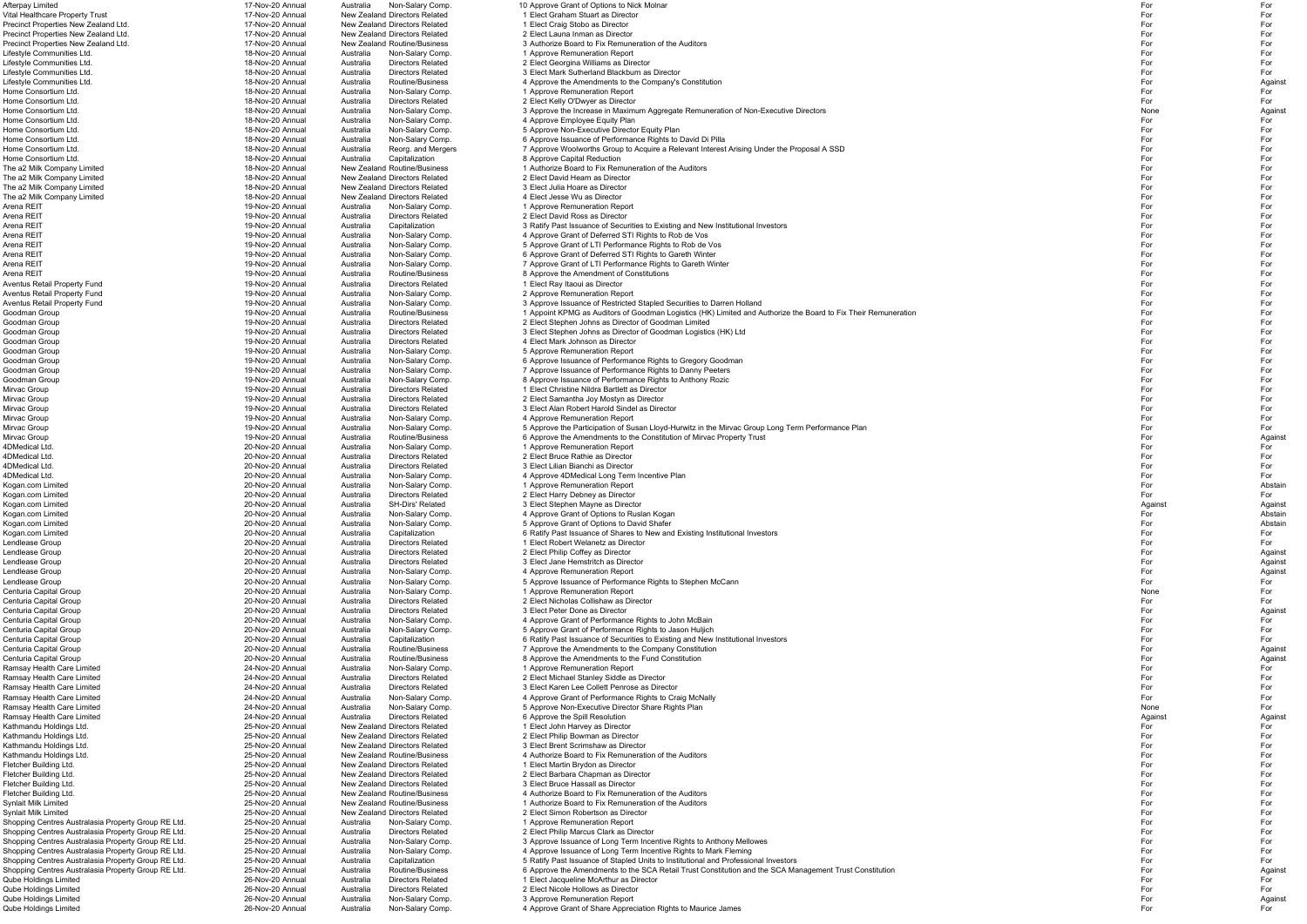| | | | | | | | |
|---|---|---|---|---|---|---|---|
| Afterpay Limited | 17-Nov-20 | Annual | Australia | Non-Salary Comp. | 10 Approve Grant of Options to Nick Molnar | For | For |
| Vital Healthcare Property Trust | 17-Nov-20 | Annual | New Zealand | Directors Related | 1 Elect Graham Stuart as Director | For | For |
| Precinct Properties New Zealand Ltd. | 17-Nov-20 | Annual | New Zealand | Directors Related | 1 Elect Craig Stobo as Director | For | For |
| Precinct Properties New Zealand Ltd. | 17-Nov-20 | Annual | New Zealand | Directors Related | 2 Elect Launa Inman as Director | For | For |
| Precinct Properties New Zealand Ltd. | 17-Nov-20 | Annual | New Zealand | Routine/Business | 3 Authorize Board to Fix Remuneration of the Auditors | For | For |
| Lifestyle Communities Ltd. | 18-Nov-20 | Annual | Australia | Non-Salary Comp. | 1 Approve Remuneration Report | For | For |
| Lifestyle Communities Ltd. | 18-Nov-20 | Annual | Australia | Directors Related | 2 Elect Georgina Williams as Director | For | For |
| Lifestyle Communities Ltd. | 18-Nov-20 | Annual | Australia | Directors Related | 3 Elect Mark Sutherland Blackburn as Director | For | For |
| Lifestyle Communities Ltd. | 18-Nov-20 | Annual | Australia | Routine/Business | 4 Approve the Amendments to the Company's Constitution | For | Against |
| Home Consortium Ltd. | 18-Nov-20 | Annual | Australia | Non-Salary Comp. | 1 Approve Remuneration Report | For | For |
| Home Consortium Ltd. | 18-Nov-20 | Annual | Australia | Directors Related | 2 Elect Kelly O'Dwyer as Director | For | For |
| Home Consortium Ltd. | 18-Nov-20 | Annual | Australia | Non-Salary Comp. | 3 Approve the Increase in Maximum Aggregate Remuneration of Non-Executive Directors | None | Against |
| Home Consortium Ltd. | 18-Nov-20 | Annual | Australia | Non-Salary Comp. | 4 Approve Employee Equity Plan | For | For |
| Home Consortium Ltd. | 18-Nov-20 | Annual | Australia | Non-Salary Comp. | 5 Approve Non-Executive Director Equity Plan | For | For |
| Home Consortium Ltd. | 18-Nov-20 | Annual | Australia | Non-Salary Comp. | 6 Approve Issuance of Performance Rights to David Di Pilla | For | For |
| Home Consortium Ltd. | 18-Nov-20 | Annual | Australia | Reorg. and Mergers | 7 Approve Woolworths Group to Acquire a Relevant Interest Arising Under the Proposal A SSD | For | For |
| Home Consortium Ltd. | 18-Nov-20 | Annual | Australia | Capitalization | 8 Approve Capital Reduction | For | For |
| The a2 Milk Company Limited | 18-Nov-20 | Annual | New Zealand | Routine/Business | 1 Authorize Board to Fix Remuneration of the Auditors | For | For |
| The a2 Milk Company Limited | 18-Nov-20 | Annual | New Zealand | Directors Related | 2 Elect David Hearn as Director | For | For |
| The a2 Milk Company Limited | 18-Nov-20 | Annual | New Zealand | Directors Related | 3 Elect Julia Hoare as Director | For | For |
| The a2 Milk Company Limited | 18-Nov-20 | Annual | New Zealand | Directors Related | 4 Elect Jesse Wu as Director | For | For |
| Arena REIT | 19-Nov-20 | Annual | Australia | Non-Salary Comp. | 1 Approve Remuneration Report | For | For |
| Arena REIT | 19-Nov-20 | Annual | Australia | Directors Related | 2 Elect David Ross as Director | For | For |
| Arena REIT | 19-Nov-20 | Annual | Australia | Capitalization | 3 Ratify Past Issuance of Securities to Existing and New Institutional Investors | For | For |
| Arena REIT | 19-Nov-20 | Annual | Australia | Non-Salary Comp. | 4 Approve Grant of Deferred STI Rights to Rob de Vos | For | For |
| Arena REIT | 19-Nov-20 | Annual | Australia | Non-Salary Comp. | 5 Approve Grant of LTI Performance Rights to Rob de Vos | For | For |
| Arena REIT | 19-Nov-20 | Annual | Australia | Non-Salary Comp. | 6 Approve Grant of Deferred STI Rights to Gareth Winter | For | For |
| Arena REIT | 19-Nov-20 | Annual | Australia | Non-Salary Comp. | 7 Approve Grant of LTI Performance Rights to Gareth Winter | For | For |
| Arena REIT | 19-Nov-20 | Annual | Australia | Routine/Business | 8 Approve the Amendment of Constitutions | For | For |
| Aventus Retail Property Fund | 19-Nov-20 | Annual | Australia | Directors Related | 1 Elect Ray Itaoui as Director | For | For |
| Aventus Retail Property Fund | 19-Nov-20 | Annual | Australia | Non-Salary Comp. | 2 Approve Remuneration Report | For | For |
| Aventus Retail Property Fund | 19-Nov-20 | Annual | Australia | Non-Salary Comp. | 3 Approve Issuance of Restricted Stapled Securities to Darren Holland | For | For |
| Goodman Group | 19-Nov-20 | Annual | Australia | Routine/Business | 1 Appoint KPMG as Auditors of Goodman Logistics (HK) Limited and Authorize the Board to Fix Their Remuneration | For | For |
| Goodman Group | 19-Nov-20 | Annual | Australia | Directors Related | 2 Elect Stephen Johns as Director of Goodman Limited | For | For |
| Goodman Group | 19-Nov-20 | Annual | Australia | Directors Related | 3 Elect Stephen Johns as Director of Goodman Logistics (HK) Ltd | For | For |
| Goodman Group | 19-Nov-20 | Annual | Australia | Directors Related | 4 Elect Mark Johnson as Director | For | For |
| Goodman Group | 19-Nov-20 | Annual | Australia | Non-Salary Comp. | 5 Approve Remuneration Report | For | For |
| Goodman Group | 19-Nov-20 | Annual | Australia | Non-Salary Comp. | 6 Approve Issuance of Performance Rights to Gregory Goodman | For | For |
| Goodman Group | 19-Nov-20 | Annual | Australia | Non-Salary Comp. | 7 Approve Issuance of Performance Rights to Danny Peeters | For | For |
| Goodman Group | 19-Nov-20 | Annual | Australia | Non-Salary Comp. | 8 Approve Issuance of Performance Rights to Anthony Rozic | For | For |
| Mirvac Group | 19-Nov-20 | Annual | Australia | Directors Related | 1 Elect Christine Nildra Bartlett as Director | For | For |
| Mirvac Group | 19-Nov-20 | Annual | Australia | Directors Related | 2 Elect Samantha Joy Mostyn as Director | For | For |
| Mirvac Group | 19-Nov-20 | Annual | Australia | Directors Related | 3 Elect Alan Robert Harold Sindel as Director | For | For |
| Mirvac Group | 19-Nov-20 | Annual | Australia | Non-Salary Comp. | 4 Approve Remuneration Report | For | For |
| Mirvac Group | 19-Nov-20 | Annual | Australia | Non-Salary Comp. | 5 Approve the Participation of Susan Lloyd-Hurwitz in the Mirvac Group Long Term Performance Plan | For | For |
| Mirvac Group | 19-Nov-20 | Annual | Australia | Routine/Business | 6 Approve the Amendments to the Constitution of Mirvac Property Trust | For | Against |
| 4DMedical Ltd. | 20-Nov-20 | Annual | Australia | Non-Salary Comp. | 1 Approve Remuneration Report | For | For |
| 4DMedical Ltd. | 20-Nov-20 | Annual | Australia | Directors Related | 2 Elect Bruce Rathie as Director | For | For |
| 4DMedical Ltd. | 20-Nov-20 | Annual | Australia | Directors Related | 3 Elect Lilian Bianchi as Director | For | For |
| 4DMedical Ltd. | 20-Nov-20 | Annual | Australia | Non-Salary Comp. | 4 Approve 4DMedical Long Term Incentive Plan | For | For |
| Kogan.com Limited | 20-Nov-20 | Annual | Australia | Non-Salary Comp. | 1 Approve Remuneration Report | For | Abstain |
| Kogan.com Limited | 20-Nov-20 | Annual | Australia | Directors Related | 2 Elect Harry Debney as Director | For | For |
| Kogan.com Limited | 20-Nov-20 | Annual | Australia | SH-Dirs' Related | 3 Elect Stephen Mayne as Director | Against | Against |
| Kogan.com Limited | 20-Nov-20 | Annual | Australia | Non-Salary Comp. | 4 Approve Grant of Options to Ruslan Kogan | For | Abstain |
| Kogan.com Limited | 20-Nov-20 | Annual | Australia | Non-Salary Comp. | 5 Approve Grant of Options to David Shafer | For | Abstain |
| Kogan.com Limited | 20-Nov-20 | Annual | Australia | Capitalization | 6 Ratify Past Issuance of Shares to New and Existing Institutional Investors | For | For |
| Lendlease Group | 20-Nov-20 | Annual | Australia | Directors Related | 1 Elect Robert Welanetz as Director | For | For |
| Lendlease Group | 20-Nov-20 | Annual | Australia | Directors Related | 2 Elect Philip Coffey as Director | For | Against |
| Lendlease Group | 20-Nov-20 | Annual | Australia | Directors Related | 3 Elect Jane Hemstritch as Director | For | Against |
| Lendlease Group | 20-Nov-20 | Annual | Australia | Non-Salary Comp. | 4 Approve Remuneration Report | For | Against |
| Lendlease Group | 20-Nov-20 | Annual | Australia | Non-Salary Comp. | 5 Approve Issuance of Performance Rights to Stephen McCann | For | For |
| Centuria Capital Group | 20-Nov-20 | Annual | Australia | Non-Salary Comp. | 1 Approve Remuneration Report | None | For |
| Centuria Capital Group | 20-Nov-20 | Annual | Australia | Directors Related | 2 Elect Nicholas Collishaw as Director | For | For |
| Centuria Capital Group | 20-Nov-20 | Annual | Australia | Directors Related | 3 Elect Peter Done as Director | For | Against |
| Centuria Capital Group | 20-Nov-20 | Annual | Australia | Non-Salary Comp. | 4 Approve Grant of Performance Rights to John McBain | For | For |
| Centuria Capital Group | 20-Nov-20 | Annual | Australia | Non-Salary Comp. | 5 Approve Grant of Performance Rights to Jason Huljich | For | For |
| Centuria Capital Group | 20-Nov-20 | Annual | Australia | Capitalization | 6 Ratify Past Issuance of Securities to Existing and New Institutional Investors | For | For |
| Centuria Capital Group | 20-Nov-20 | Annual | Australia | Routine/Business | 7 Approve the Amendments to the Company Constitution | For | Against |
| Centuria Capital Group | 20-Nov-20 | Annual | Australia | Routine/Business | 8 Approve the Amendments to the Fund Constitution | For | Against |
| Ramsay Health Care Limited | 24-Nov-20 | Annual | Australia | Non-Salary Comp. | 1 Approve Remuneration Report | For | For |
| Ramsay Health Care Limited | 24-Nov-20 | Annual | Australia | Directors Related | 2 Elect Michael Stanley Siddle as Director | For | For |
| Ramsay Health Care Limited | 24-Nov-20 | Annual | Australia | Directors Related | 3 Elect Karen Lee Collett Penrose as Director | For | For |
| Ramsay Health Care Limited | 24-Nov-20 | Annual | Australia | Non-Salary Comp. | 4 Approve Grant of Performance Rights to Craig McNally | For | For |
| Ramsay Health Care Limited | 24-Nov-20 | Annual | Australia | Non-Salary Comp. | 5 Approve Non-Executive Director Share Rights Plan | None | For |
| Ramsay Health Care Limited | 24-Nov-20 | Annual | Australia | Directors Related | 6 Approve the Spill Resolution | Against | Against |
| Kathmandu Holdings Ltd. | 25-Nov-20 | Annual | New Zealand | Directors Related | 1 Elect John Harvey as Director | For | For |
| Kathmandu Holdings Ltd. | 25-Nov-20 | Annual | New Zealand | Directors Related | 2 Elect Philip Bowman as Director | For | For |
| Kathmandu Holdings Ltd. | 25-Nov-20 | Annual | New Zealand | Directors Related | 3 Elect Brent Scrimshaw as Director | For | For |
| Kathmandu Holdings Ltd. | 25-Nov-20 | Annual | New Zealand | Routine/Business | 4 Authorize Board to Fix Remuneration of the Auditors | For | For |
| Fletcher Building Ltd. | 25-Nov-20 | Annual | New Zealand | Directors Related | 1 Elect Martin Brydon as Director | For | For |
| Fletcher Building Ltd. | 25-Nov-20 | Annual | New Zealand | Directors Related | 2 Elect Barbara Chapman as Director | For | For |
| Fletcher Building Ltd. | 25-Nov-20 | Annual | New Zealand | Directors Related | 3 Elect Bruce Hassall as Director | For | For |
| Fletcher Building Ltd. | 25-Nov-20 | Annual | New Zealand | Routine/Business | 4 Authorize Board to Fix Remuneration of the Auditors | For | For |
| Synlait Milk Limited | 25-Nov-20 | Annual | New Zealand | Routine/Business | 1 Authorize Board to Fix Remuneration of the Auditors | For | For |
| Synlait Milk Limited | 25-Nov-20 | Annual | New Zealand | Directors Related | 2 Elect Simon Robertson as Director | For | For |
| Shopping Centres Australasia Property Group RE Ltd. | 25-Nov-20 | Annual | Australia | Non-Salary Comp. | 1 Approve Remuneration Report | For | For |
| Shopping Centres Australasia Property Group RE Ltd. | 25-Nov-20 | Annual | Australia | Directors Related | 2 Elect Philip Marcus Clark as Director | For | For |
| Shopping Centres Australasia Property Group RE Ltd. | 25-Nov-20 | Annual | Australia | Non-Salary Comp. | 3 Approve Issuance of Long Term Incentive Rights to Anthony Mellowes | For | For |
| Shopping Centres Australasia Property Group RE Ltd. | 25-Nov-20 | Annual | Australia | Non-Salary Comp. | 4 Approve Issuance of Long Term Incentive Rights to Mark Fleming | For | For |
| Shopping Centres Australasia Property Group RE Ltd. | 25-Nov-20 | Annual | Australia | Capitalization | 5 Ratify Past Issuance of Stapled Units to Institutional and Professional Investors | For | For |
| Shopping Centres Australasia Property Group RE Ltd. | 25-Nov-20 | Annual | Australia | Routine/Business | 6 Approve the Amendments to the SCA Retail Trust Constitution and the SCA Management Trust Constitution | For | Against |
| Qube Holdings Limited | 26-Nov-20 | Annual | Australia | Directors Related | 1 Elect Jacqueline McArthur as Director | For | For |
| Qube Holdings Limited | 26-Nov-20 | Annual | Australia | Directors Related | 2 Elect Nicole Hollows as Director | For | For |
| Qube Holdings Limited | 26-Nov-20 | Annual | Australia | Non-Salary Comp. | 3 Approve Remuneration Report | For | Against |
| Qube Holdings Limited | 26-Nov-20 | Annual | Australia | Non-Salary Comp. | 4 Approve Grant of Share Appreciation Rights to Maurice James | For | For |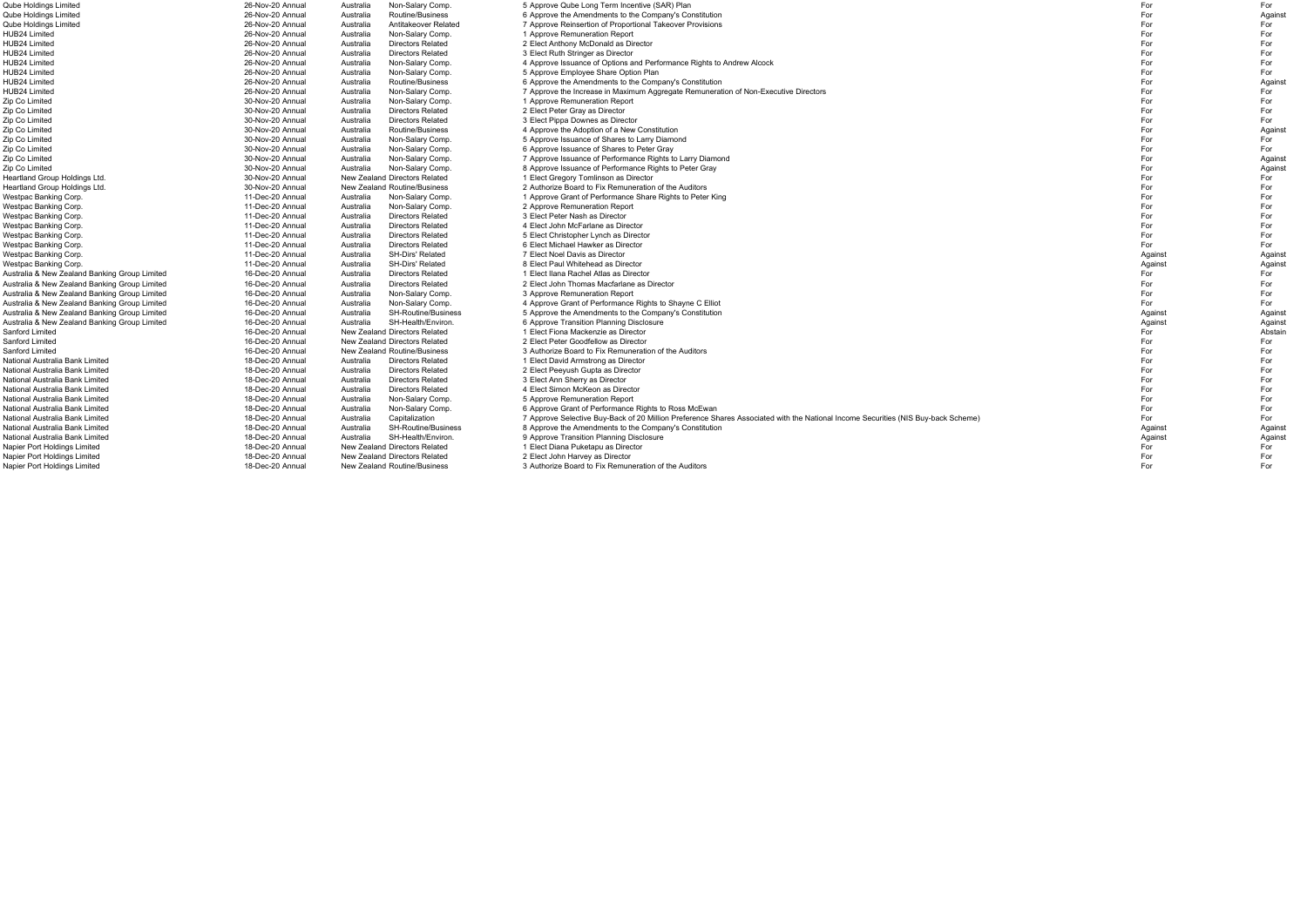| | | | | | | |
|---|---|---|---|---|---|---|
| Qube Holdings Limited | 26-Nov-20 Annual | Australia | Non-Salary Comp. | 5 Approve Qube Long Term Incentive (SAR) Plan | For | For |
| Qube Holdings Limited | 26-Nov-20 Annual | Australia | Routine/Business | 6 Approve the Amendments to the Company's Constitution | For | Against |
| Qube Holdings Limited | 26-Nov-20 Annual | Australia | Antitakeover Related | 7 Approve Reinsertion of Proportional Takeover Provisions | For | For |
| HUB24 Limited | 26-Nov-20 Annual | Australia | Non-Salary Comp. | 1 Approve Remuneration Report | For | For |
| HUB24 Limited | 26-Nov-20 Annual | Australia | Directors Related | 2 Elect Anthony McDonald as Director | For | For |
| HUB24 Limited | 26-Nov-20 Annual | Australia | Directors Related | 3 Elect Ruth Stringer as Director | For | For |
| HUB24 Limited | 26-Nov-20 Annual | Australia | Non-Salary Comp. | 4 Approve Issuance of Options and Performance Rights to Andrew Alcock | For | For |
| HUB24 Limited | 26-Nov-20 Annual | Australia | Non-Salary Comp. | 5 Approve Employee Share Option Plan | For | For |
| HUB24 Limited | 26-Nov-20 Annual | Australia | Routine/Business | 6 Approve the Amendments to the Company's Constitution | For | Against |
| HUB24 Limited | 26-Nov-20 Annual | Australia | Non-Salary Comp. | 7 Approve the Increase in Maximum Aggregate Remuneration of Non-Executive Directors | For | For |
| Zip Co Limited | 30-Nov-20 Annual | Australia | Non-Salary Comp. | 1 Approve Remuneration Report | For | For |
| Zip Co Limited | 30-Nov-20 Annual | Australia | Directors Related | 2 Elect Peter Gray as Director | For | For |
| Zip Co Limited | 30-Nov-20 Annual | Australia | Directors Related | 3 Elect Pippa Downes as Director | For | For |
| Zip Co Limited | 30-Nov-20 Annual | Australia | Routine/Business | 4 Approve the Adoption of a New Constitution | For | Against |
| Zip Co Limited | 30-Nov-20 Annual | Australia | Non-Salary Comp. | 5 Approve Issuance of Shares to Larry Diamond | For | For |
| Zip Co Limited | 30-Nov-20 Annual | Australia | Non-Salary Comp. | 6 Approve Issuance of Shares to Peter Gray | For | For |
| Zip Co Limited | 30-Nov-20 Annual | Australia | Non-Salary Comp. | 7 Approve Issuance of Performance Rights to Larry Diamond | For | Against |
| Zip Co Limited | 30-Nov-20 Annual | Australia | Non-Salary Comp. | 8 Approve Issuance of Performance Rights to Peter Gray | For | Against |
| Heartland Group Holdings Ltd. | 30-Nov-20 Annual | New Zealand | Directors Related | 1 Elect Gregory Tomlinson as Director | For | For |
| Heartland Group Holdings Ltd. | 30-Nov-20 Annual | New Zealand | Routine/Business | 2 Authorize Board to Fix Remuneration of the Auditors | For | For |
| Westpac Banking Corp. | 11-Dec-20 Annual | Australia | Non-Salary Comp. | 1 Approve Grant of Performance Share Rights to Peter King | For | For |
| Westpac Banking Corp. | 11-Dec-20 Annual | Australia | Non-Salary Comp. | 2 Approve Remuneration Report | For | For |
| Westpac Banking Corp. | 11-Dec-20 Annual | Australia | Directors Related | 3 Elect Peter Nash as Director | For | For |
| Westpac Banking Corp. | 11-Dec-20 Annual | Australia | Directors Related | 4 Elect John McFarlane as Director | For | For |
| Westpac Banking Corp. | 11-Dec-20 Annual | Australia | Directors Related | 5 Elect Christopher Lynch as Director | For | For |
| Westpac Banking Corp. | 11-Dec-20 Annual | Australia | Directors Related | 6 Elect Michael Hawker as Director | For | For |
| Westpac Banking Corp. | 11-Dec-20 Annual | Australia | SH-Dirs' Related | 7 Elect Noel Davis as Director | Against | Against |
| Westpac Banking Corp. | 11-Dec-20 Annual | Australia | SH-Dirs' Related | 8 Elect Paul Whitehead as Director | Against | Against |
| Australia & New Zealand Banking Group Limited | 16-Dec-20 Annual | Australia | Directors Related | 1 Elect Ilana Rachel Atlas as Director | For | For |
| Australia & New Zealand Banking Group Limited | 16-Dec-20 Annual | Australia | Directors Related | 2 Elect John Thomas Macfarlane as Director | For | For |
| Australia & New Zealand Banking Group Limited | 16-Dec-20 Annual | Australia | Non-Salary Comp. | 3 Approve Remuneration Report | For | For |
| Australia & New Zealand Banking Group Limited | 16-Dec-20 Annual | Australia | Non-Salary Comp. | 4 Approve Grant of Performance Rights to Shayne C Elliot | For | For |
| Australia & New Zealand Banking Group Limited | 16-Dec-20 Annual | Australia | SH-Routine/Business | 5 Approve the Amendments to the Company's Constitution | Against | Against |
| Australia & New Zealand Banking Group Limited | 16-Dec-20 Annual | Australia | SH-Health/Environ. | 6 Approve Transition Planning Disclosure | Against | Against |
| Sanford Limited | 16-Dec-20 Annual | New Zealand | Directors Related | 1 Elect Fiona Mackenzie as Director | For | Abstain |
| Sanford Limited | 16-Dec-20 Annual | New Zealand | Directors Related | 2 Elect Peter Goodfellow as Director | For | For |
| Sanford Limited | 16-Dec-20 Annual | New Zealand | Routine/Business | 3 Authorize Board to Fix Remuneration of the Auditors | For | For |
| National Australia Bank Limited | 18-Dec-20 Annual | Australia | Directors Related | 1 Elect David Armstrong as Director | For | For |
| National Australia Bank Limited | 18-Dec-20 Annual | Australia | Directors Related | 2 Elect Peeyush Gupta as Director | For | For |
| National Australia Bank Limited | 18-Dec-20 Annual | Australia | Directors Related | 3 Elect Ann Sherry as Director | For | For |
| National Australia Bank Limited | 18-Dec-20 Annual | Australia | Directors Related | 4 Elect Simon McKeon as Director | For | For |
| National Australia Bank Limited | 18-Dec-20 Annual | Australia | Non-Salary Comp. | 5 Approve Remuneration Report | For | For |
| National Australia Bank Limited | 18-Dec-20 Annual | Australia | Non-Salary Comp. | 6 Approve Grant of Performance Rights to Ross McEwan | For | For |
| National Australia Bank Limited | 18-Dec-20 Annual | Australia | Capitalization | 7 Approve Selective Buy-Back of 20 Million Preference Shares Associated with the National Income Securities (NIS Buy-back Scheme) | For | For |
| National Australia Bank Limited | 18-Dec-20 Annual | Australia | SH-Routine/Business | 8 Approve the Amendments to the Company's Constitution | Against | Against |
| National Australia Bank Limited | 18-Dec-20 Annual | Australia | SH-Health/Environ. | 9 Approve Transition Planning Disclosure | Against | Against |
| Napier Port Holdings Limited | 18-Dec-20 Annual | New Zealand | Directors Related | 1 Elect Diana Puketapu as Director | For | For |
| Napier Port Holdings Limited | 18-Dec-20 Annual | New Zealand | Directors Related | 2 Elect John Harvey as Director | For | For |
| Napier Port Holdings Limited | 18-Dec-20 Annual | New Zealand | Routine/Business | 3 Authorize Board to Fix Remuneration of the Auditors | For | For |